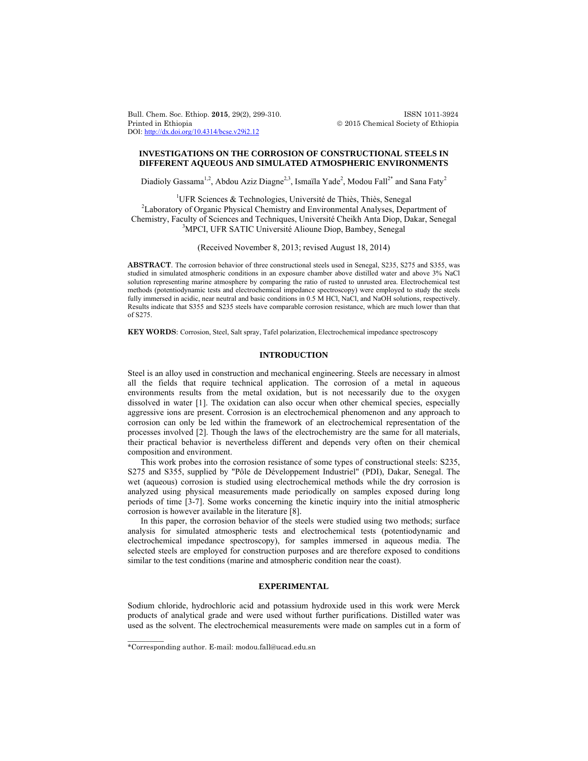# INVESTIGATIONS ON THE CORROSION OF CONSTRUCTIONAL STEELS IN DIFFERENT AQUEOUS AND SIMULATED ATMOSPHERIC ENVIRONMENTS

Diadioly Gassama[1,2], Abdou Aziz Diagne[2,3], Ismaïla Yade[2], Modou Fall[2*] and Sana Faty[2]

[1]UFR Sciences & Technologies, Université de Thiès, Thiès, Senegal
[2]Laboratory of Organic Physical Chemistry and Environmental Analyses, Department of Chemistry, Faculty of Sciences and Techniques, Université Cheikh Anta Diop, Dakar, Senegal
[3]MPCI, UFR SATIC Université Alioune Diop, Bambey, Senegal

(Received November 8, 2013; revised August 18, 2014)

**ABSTRACT**. The corrosion behavior of three constructional steels used in Senegal, S235, S275 and S355, was studied in simulated atmospheric conditions in an exposure chamber above distilled water and above 3% NaCl solution representing marine atmosphere by comparing the ratio of rusted to unrusted area. Electrochemical test methods (potentiodynamic tests and electrochemical impedance spectroscopy) were employed to study the steels fully immersed in acidic, near neutral and basic conditions in 0.5 M HCl, NaCl, and NaOH solutions, respectively. Results indicate that S355 and S235 steels have comparable corrosion resistance, which are much lower than that of S275.

**KEY WORDS**: Corrosion, Steel, Salt spray, Tafel polarization, Electrochemical impedance spectroscopy

## INTRODUCTION

Steel is an alloy used in construction and mechanical engineering. Steels are necessary in almost all the fields that require technical application. The corrosion of a metal in aqueous environments results from the metal oxidation, but is not necessarily due to the oxygen dissolved in water [1]. The oxidation can also occur when other chemical species, especially aggressive ions are present. Corrosion is an electrochemical phenomenon and any approach to corrosion can only be led within the framework of an electrochemical representation of the processes involved [2]. Though the laws of the electrochemistry are the same for all materials, their practical behavior is nevertheless different and depends very often on their chemical composition and environment.

This work probes into the corrosion resistance of some types of constructional steels: S235, S275 and S355, supplied by "Pôle de Développement Industriel" (PDI), Dakar, Senegal. The wet (aqueous) corrosion is studied using electrochemical methods while the dry corrosion is analyzed using physical measurements made periodically on samples exposed during long periods of time [3-7]. Some works concerning the kinetic inquiry into the initial atmospheric corrosion is however available in the literature [8].

In this paper, the corrosion behavior of the steels were studied using two methods; surface analysis for simulated atmospheric tests and electrochemical tests (potentiodynamic and electrochemical impedance spectroscopy), for samples immersed in aqueous media. The selected steels are employed for construction purposes and are therefore exposed to conditions similar to the test conditions (marine and atmospheric condition near the coast).

## EXPERIMENTAL

Sodium chloride, hydrochloric acid and potassium hydroxide used in this work were Merck products of analytical grade and were used without further purifications. Distilled water was used as the solvent. The electrochemical measurements were made on samples cut in a form of

*Corresponding author. E-mail: modou.fall@ucad.edu.sn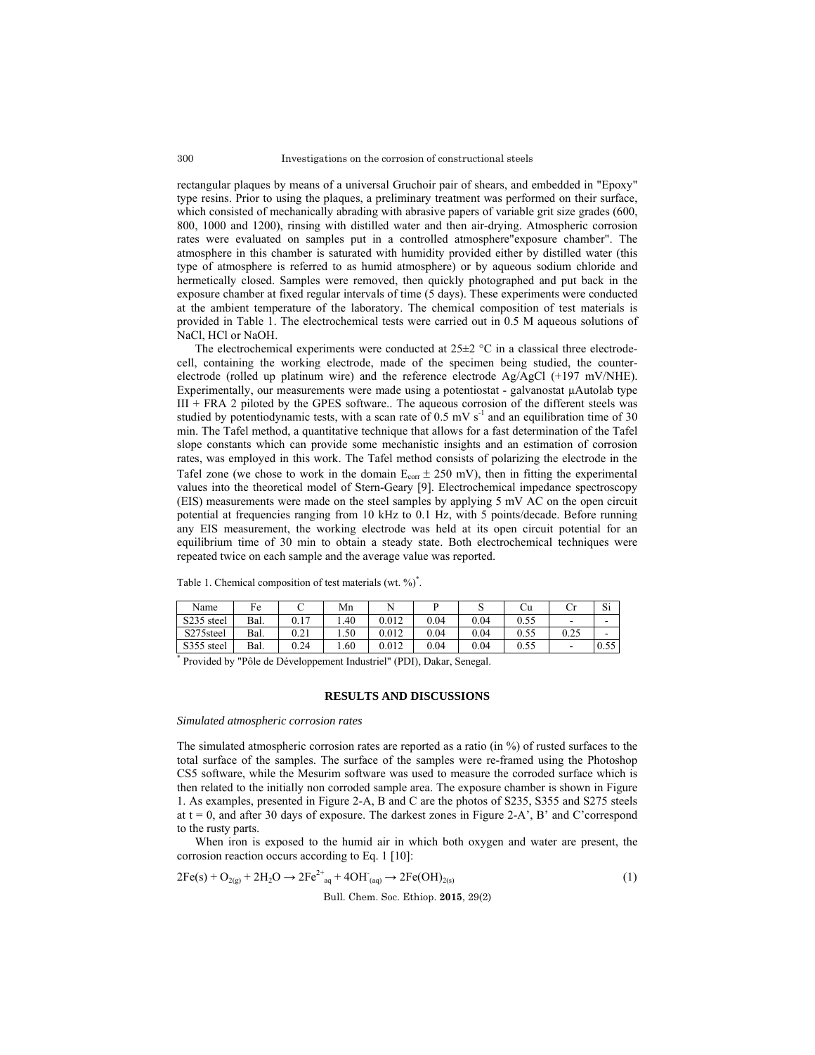rectangular plaques by means of a universal Gruchoir pair of shears, and embedded in "Epoxy" type resins. Prior to using the plaques, a preliminary treatment was performed on their surface, which consisted of mechanically abrading with abrasive papers of variable grit size grades (600, 800, 1000 and 1200), rinsing with distilled water and then air-drying. Atmospheric corrosion rates were evaluated on samples put in a controlled atmosphere"exposure chamber". The atmosphere in this chamber is saturated with humidity provided either by distilled water (this type of atmosphere is referred to as humid atmosphere) or by aqueous sodium chloride and hermetically closed. Samples were removed, then quickly photographed and put back in the exposure chamber at fixed regular intervals of time (5 days). These experiments were conducted at the ambient temperature of the laboratory. The chemical composition of test materials is provided in Table 1. The electrochemical tests were carried out in 0.5 M aqueous solutions of NaCl, HCl or NaOH.

The electrochemical experiments were conducted at 25±2 °C in a classical three electrode-cell, containing the working electrode, made of the specimen being studied, the counter-electrode (rolled up platinum wire) and the reference electrode Ag/AgCl (+197 mV/NHE). Experimentally, our measurements were made using a potentiostat - galvanostat µAutolab type III + FRA 2 piloted by the GPES software.. The aqueous corrosion of the different steels was studied by potentiodynamic tests, with a scan rate of 0.5 mV $s^{-1}$ and an equilibration time of 30 min. The Tafel method, a quantitative technique that allows for a fast determination of the Tafel slope constants which can provide some mechanistic insights and an estimation of corrosion rates, was employed in this work. The Tafel method consists of polarizing the electrode in the Tafel zone (we chose to work in the domain $E_{corr}$ ± 250 mV), then in fitting the experimental values into the theoretical model of Stern-Geary [9]. Electrochemical impedance spectroscopy (EIS) measurements were made on the steel samples by applying 5 mV AC on the open circuit potential at frequencies ranging from 10 kHz to 0.1 Hz, with 5 points/decade. Before running any EIS measurement, the working electrode was held at its open circuit potential for an equilibrium time of 30 min to obtain a steady state. Both electrochemical techniques were repeated twice on each sample and the average value was reported.

Table 1. Chemical composition of test materials (wt. %)*.

| Name | Fe | C | Mn | N | P | S | Cu | Cr | Si |
|---|---|---|---|---|---|---|---|---|---|
| S235 steel | Bal. | 0.17 | 1.40 | 0.012 | 0.04 | 0.04 | 0.55 | - | - |
| S275steel | Bal. | 0.21 | 1.50 | 0.012 | 0.04 | 0.04 | 0.55 | 0.25 | - |
| S355 steel | Bal. | 0.24 | 1.60 | 0.012 | 0.04 | 0.04 | 0.55 | - | 0.55 |

\* Provided by "Pôle de Développement Industriel" (PDI), Dakar, Senegal.

## RESULTS AND DISCUSSIONS

*Simulated atmospheric corrosion rates*

The simulated atmospheric corrosion rates are reported as a ratio (in %) of rusted surfaces to the total surface of the samples. The surface of the samples were re-framed using the Photoshop CS5 software, while the Mesurim software was used to measure the corroded surface which is then related to the initially non corroded sample area. The exposure chamber is shown in Figure 1. As examples, presented in Figure 2-A, B and C are the photos of S235, S355 and S275 steels at t = 0, and after 30 days of exposure. The darkest zones in Figure 2-A', B' and C'correspond to the rusty parts.

When iron is exposed to the humid air in which both oxygen and water are present, the corrosion reaction occurs according to Eq. 1 [10]:

$$2Fe(s) + O_{2(g)} + 2H_2O \rightarrow 2Fe^{2+}_{aq} + 4OH^-_{(aq)} \rightarrow 2Fe(OH)_{2(s)} \quad (1)$$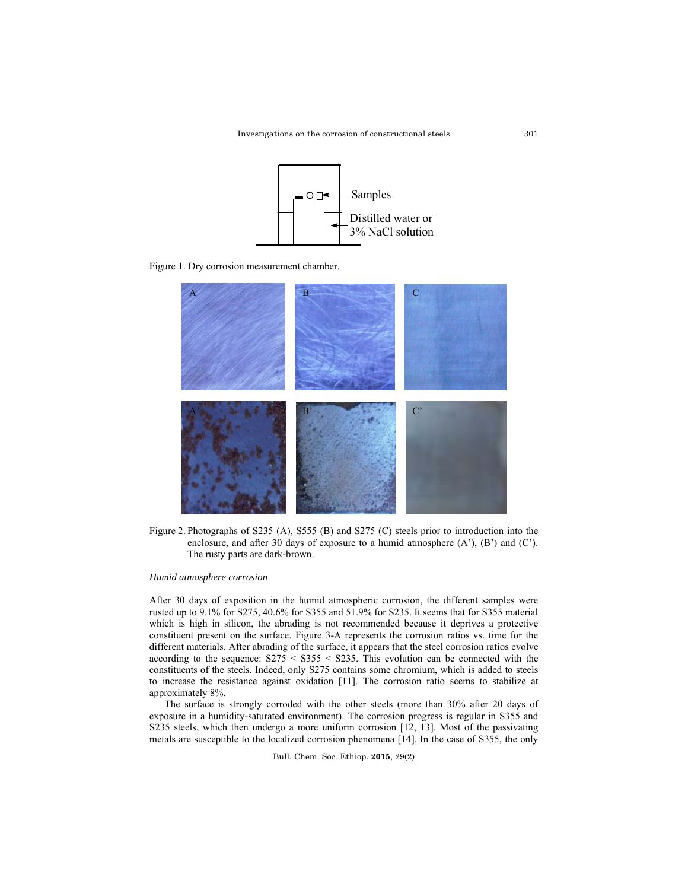Figure 1. Dry corrosion measurement chamber.

Figure 2. Photographs of S235 (A), S555 (B) and S275 (C) steels prior to introduction into the enclosure, and after 30 days of exposure to a humid atmosphere (A'), (B') and (C'). The rusty parts are dark-brown.

*Humid atmosphere corrosion*

After 30 days of exposition in the humid atmospheric corrosion, the different samples were rusted up to 9.1% for S275, 40.6% for S355 and 51.9% for S235. It seems that for S355 material which is high in silicon, the abrading is not recommended because it deprives a protective constituent present on the surface. Figure 3-A represents the corrosion ratios vs. time for the different materials. After abrading of the surface, it appears that the steel corrosion ratios evolve according to the sequence: S275 < S355 < S235. This evolution can be connected with the constituents of the steels. Indeed, only S275 contains some chromium, which is added to steels to increase the resistance against oxidation [11]. The corrosion ratio seems to stabilize at approximately 8%.

The surface is strongly corroded with the other steels (more than 30% after 20 days of exposure in a humidity-saturated environment). The corrosion progress is regular in S355 and S235 steels, which then undergo a more uniform corrosion [12, 13]. Most of the passivating metals are susceptible to the localized corrosion phenomena [14]. In the case of S355, the only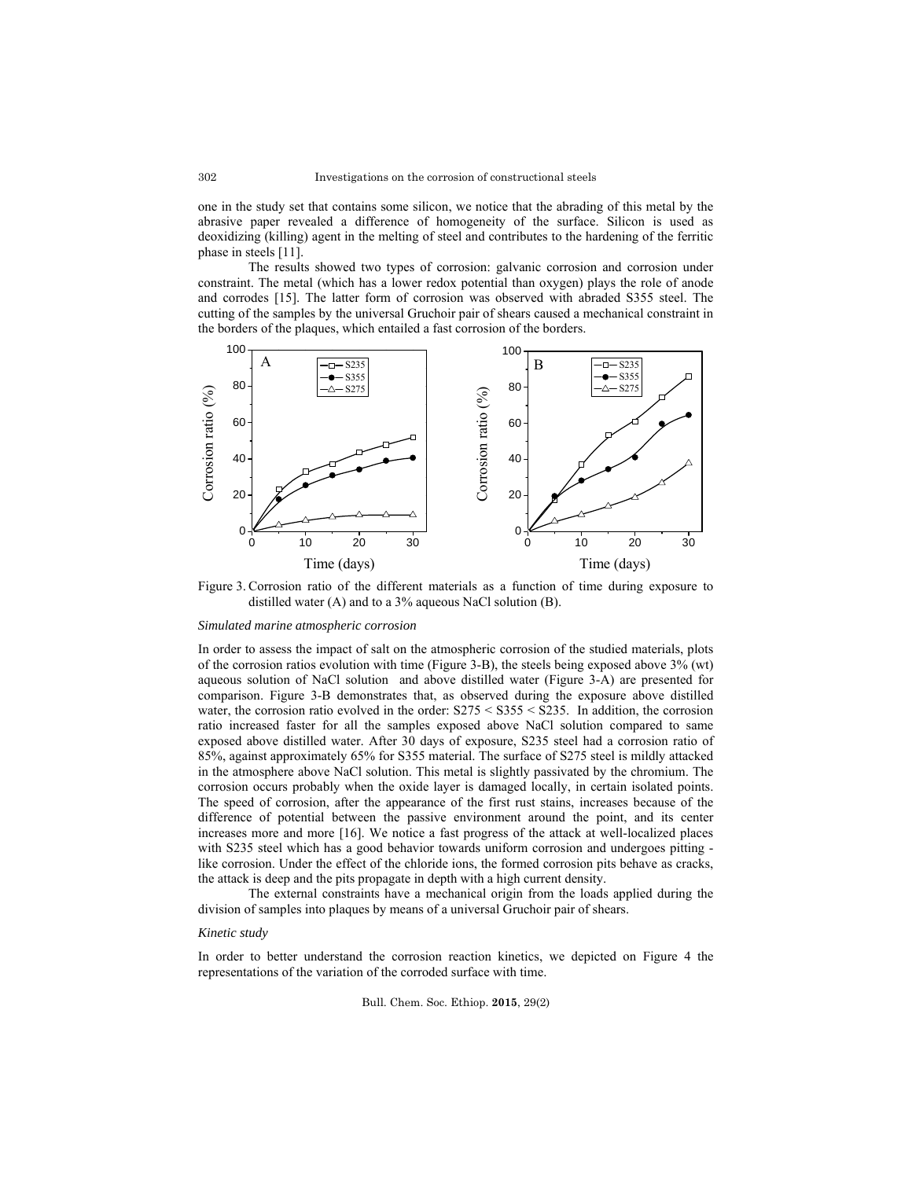one in the study set that contains some silicon, we notice that the abrading of this metal by the abrasive paper revealed a difference of homogeneity of the surface. Silicon is used as deoxidizing (killing) agent in the melting of steel and contributes to the hardening of the ferritic phase in steels [11].

The results showed two types of corrosion: galvanic corrosion and corrosion under constraint. The metal (which has a lower redox potential than oxygen) plays the role of anode and corrodes [15]. The latter form of corrosion was observed with abraded S355 steel. The cutting of the samples by the universal Gruchoir pair of shears caused a mechanical constraint in the borders of the plaques, which entailed a fast corrosion of the borders.

Figure 3. Corrosion ratio of the different materials as a function of time during exposure to distilled water (A) and to a 3% aqueous NaCl solution (B).

*Simulated marine atmospheric corrosion*

In order to assess the impact of salt on the atmospheric corrosion of the studied materials, plots of the corrosion ratios evolution with time (Figure 3-B), the steels being exposed above 3% (wt) aqueous solution of NaCl solution and above distilled water (Figure 3-A) are presented for comparison. Figure 3-B demonstrates that, as observed during the exposure above distilled water, the corrosion ratio evolved in the order: S275 < S355 < S235. In addition, the corrosion ratio increased faster for all the samples exposed above NaCl solution compared to same exposed above distilled water. After 30 days of exposure, S235 steel had a corrosion ratio of 85%, against approximately 65% for S355 material. The surface of S275 steel is mildly attacked in the atmosphere above NaCl solution. This metal is slightly passivated by the chromium. The corrosion occurs probably when the oxide layer is damaged locally, in certain isolated points. The speed of corrosion, after the appearance of the first rust stains, increases because of the difference of potential between the passive environment around the point, and its center increases more and more [16]. We notice a fast progress of the attack at well-localized places with S235 steel which has a good behavior towards uniform corrosion and undergoes pitting - like corrosion. Under the effect of the chloride ions, the formed corrosion pits behave as cracks, the attack is deep and the pits propagate in depth with a high current density.

The external constraints have a mechanical origin from the loads applied during the division of samples into plaques by means of a universal Gruchoir pair of shears.

*Kinetic study*

In order to better understand the corrosion reaction kinetics, we depicted on Figure 4 the representations of the variation of the corroded surface with time.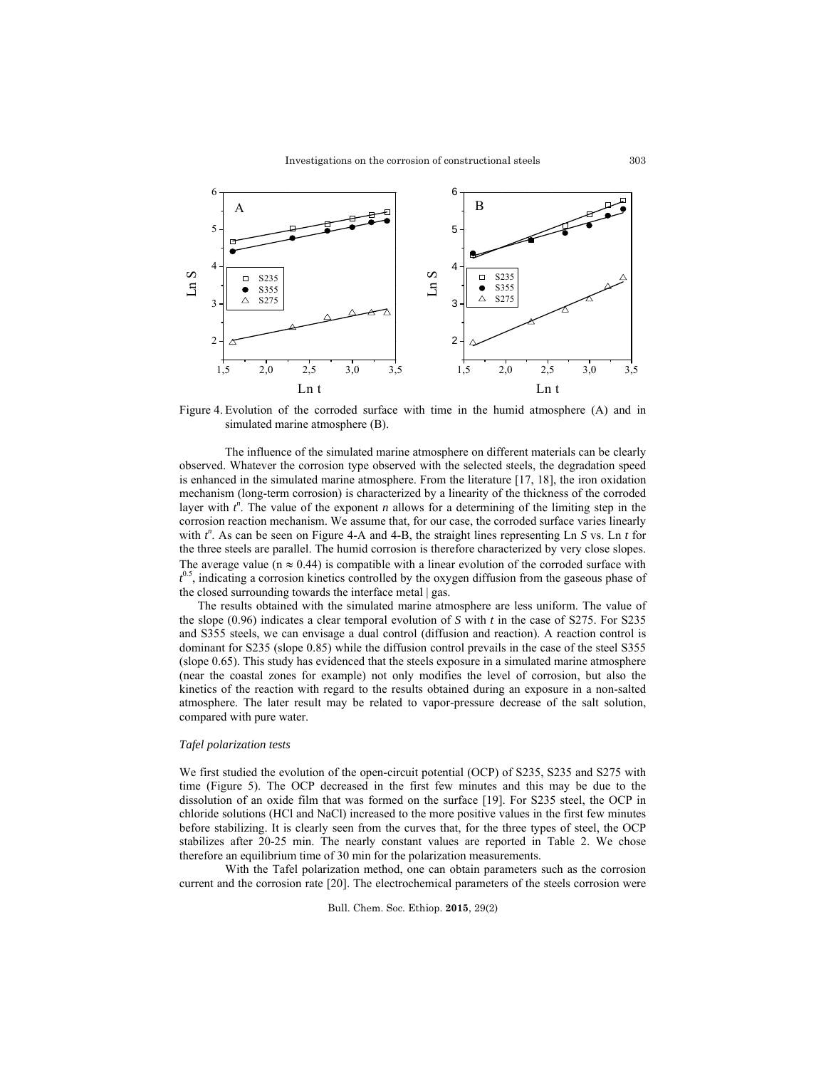Figure 4. Evolution of the corroded surface with time in the humid atmosphere (A) and in simulated marine atmosphere (B).

The influence of the simulated marine atmosphere on different materials can be clearly observed. Whatever the corrosion type observed with the selected steels, the degradation speed is enhanced in the simulated marine atmosphere. From the literature [17, 18], the iron oxidation mechanism (long-term corrosion) is characterized by a linearity of the thickness of the corroded layer with $t^n$. The value of the exponent *n* allows for a determining of the limiting step in the corrosion reaction mechanism. We assume that, for our case, the corroded surface varies linearly with $t^n$. As can be seen on Figure 4-A and 4-B, the straight lines representing Ln *S* vs. Ln *t* for the three steels are parallel. The humid corrosion is therefore characterized by very close slopes. The average value ($n \approx 0.44$) is compatible with a linear evolution of the corroded surface with $t^{0.5}$, indicating a corrosion kinetics controlled by the oxygen diffusion from the gaseous phase of the closed surrounding towards the interface metal | gas.

The results obtained with the simulated marine atmosphere are less uniform. The value of the slope (0.96) indicates a clear temporal evolution of *S* with *t* in the case of S275. For S235 and S355 steels, we can envisage a dual control (diffusion and reaction). A reaction control is dominant for S235 (slope 0.85) while the diffusion control prevails in the case of the steel S355 (slope 0.65). This study has evidenced that the steels exposure in a simulated marine atmosphere (near the coastal zones for example) not only modifies the level of corrosion, but also the kinetics of the reaction with regard to the results obtained during an exposure in a non-salted atmosphere. The later result may be related to vapor-pressure decrease of the salt solution, compared with pure water.

### *Tafel polarization tests*

We first studied the evolution of the open-circuit potential (OCP) of S235, S235 and S275 with time (Figure 5). The OCP decreased in the first few minutes and this may be due to the dissolution of an oxide film that was formed on the surface [19]. For S235 steel, the OCP in chloride solutions (HCl and NaCl) increased to the more positive values in the first few minutes before stabilizing. It is clearly seen from the curves that, for the three types of steel, the OCP stabilizes after 20-25 min. The nearly constant values are reported in Table 2. We chose therefore an equilibrium time of 30 min for the polarization measurements.

With the Tafel polarization method, one can obtain parameters such as the corrosion current and the corrosion rate [20]. The electrochemical parameters of the steels corrosion were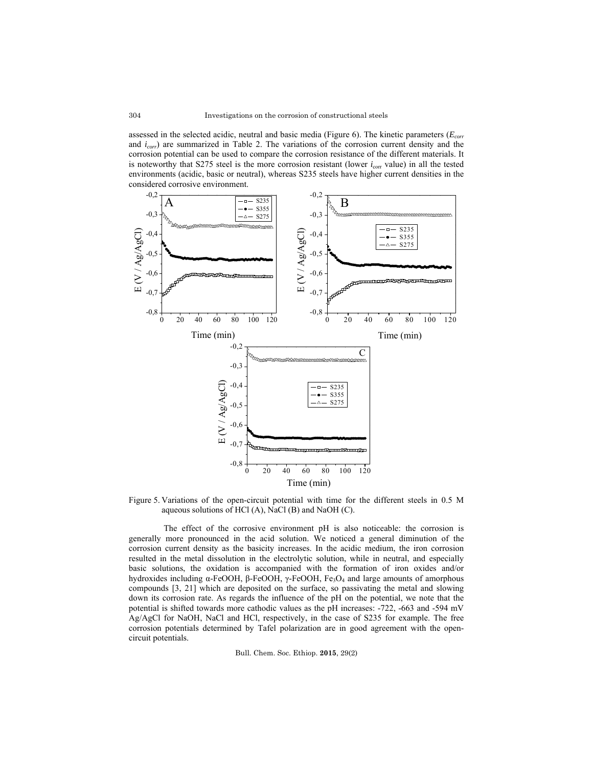assessed in the selected acidic, neutral and basic media (Figure 6). The kinetic parameters ($E_{corr}$ and $i_{corr}$) are summarized in Table 2. The variations of the corrosion current density and the corrosion potential can be used to compare the corrosion resistance of the different materials. It is noteworthy that S275 steel is the more corrosion resistant (lower $i_{corr}$ value) in all the tested environments (acidic, basic or neutral), whereas S235 steels have higher current densities in the considered corrosive environment.

Figure 5. Variations of the open-circuit potential with time for the different steels in 0.5 M aqueous solutions of HCl (A), NaCl (B) and NaOH (C).

The effect of the corrosive environment pH is also noticeable: the corrosion is generally more pronounced in the acid solution. We noticed a general diminution of the corrosion current density as the basicity increases. In the acidic medium, the iron corrosion resulted in the metal dissolution in the electrolytic solution, while in neutral, and especially basic solutions, the oxidation is accompanied with the formation of iron oxides and/or hydroxides including α-FeOOH, β-FeOOH, γ-FeOOH, $Fe_3O_4$ and large amounts of amorphous compounds [3, 21] which are deposited on the surface, so passivating the metal and slowing down its corrosion rate. As regards the influence of the pH on the potential, we note that the potential is shifted towards more cathodic values as the pH increases: -722, -663 and -594 mV Ag/AgCl for NaOH, NaCl and HCl, respectively, in the case of S235 for example. The free corrosion potentials determined by Tafel polarization are in good agreement with the open-circuit potentials.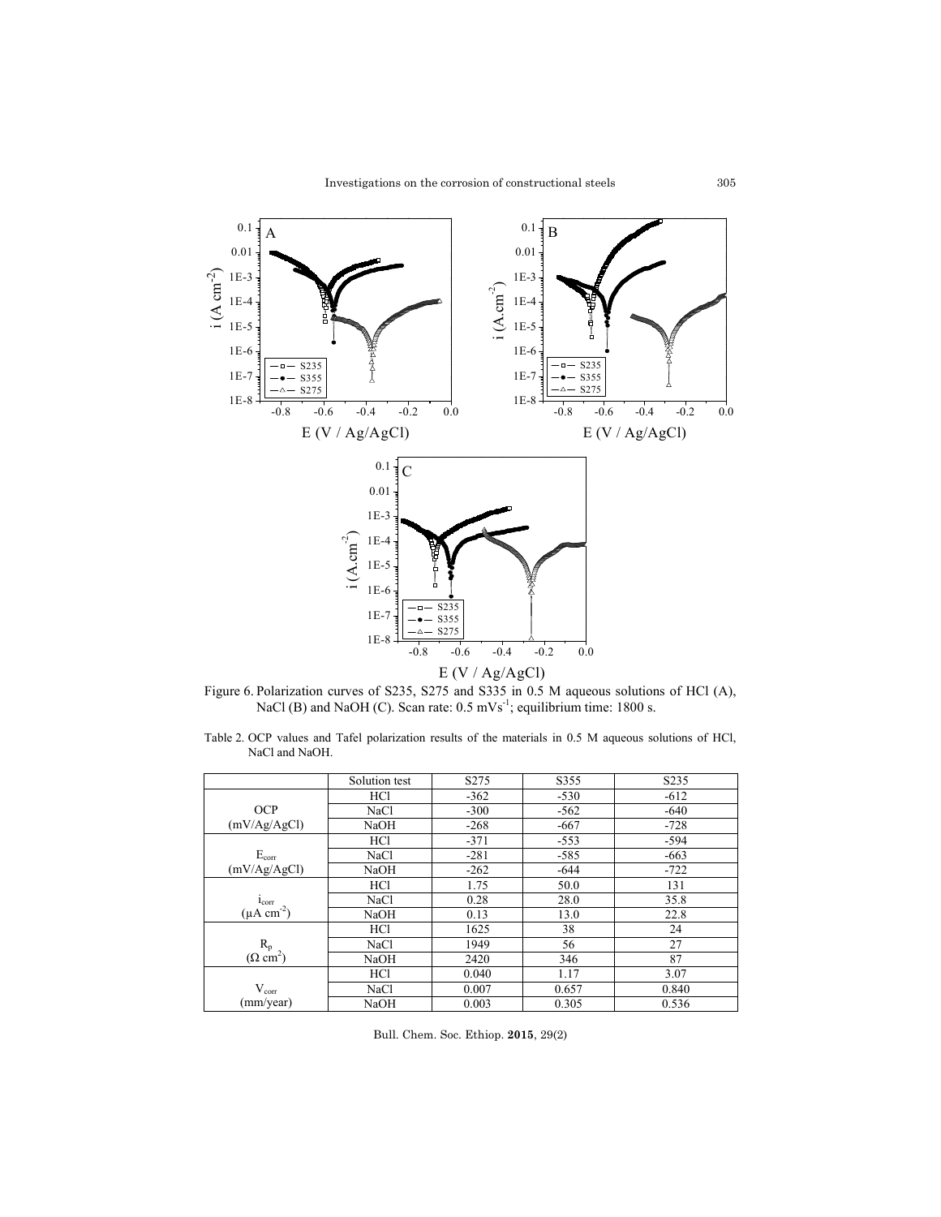Figure 6. Polarization curves of S235, S275 and S335 in 0.5 M aqueous solutions of HCl (A), NaCl (B) and NaOH (C). Scan rate: 0.5 $mVs^{-1}$; equilibrium time: 1800 s.

Table 2. OCP values and Tafel polarization results of the materials in 0.5 M aqueous solutions of HCl, NaCl and NaOH.

| | Solution test | S275 | S355 | S235 |
|---|---|---|---|---|
| OCP (mV/Ag/AgCl) | HCl | -362 | -530 | -612 |
| | NaCl | -300 | -562 | -640 |
| | NaOH | -268 | -667 | -728 |
| $E_{corr}$ (mV/Ag/AgCl) | HCl | -371 | -553 | -594 |
| | NaCl | -281 | -585 | -663 |
| | NaOH | -262 | -644 | -722 |
| $i_{corr}$ ($\mu A\ cm^{-2}$) | HCl | 1.75 | 50.0 | 131 |
| | NaCl | 0.28 | 28.0 | 35.8 |
| | NaOH | 0.13 | 13.0 | 22.8 |
| $R_p$ ($\Omega\ cm^2$) | HCl | 1625 | 38 | 24 |
| | NaCl | 1949 | 56 | 27 |
| | NaOH | 2420 | 346 | 87 |
| $V_{corr}$ (mm/year) | HCl | 0.040 | 1.17 | 3.07 |
| | NaCl | 0.007 | 0.657 | 0.840 |
| | NaOH | 0.003 | 0.305 | 0.536 |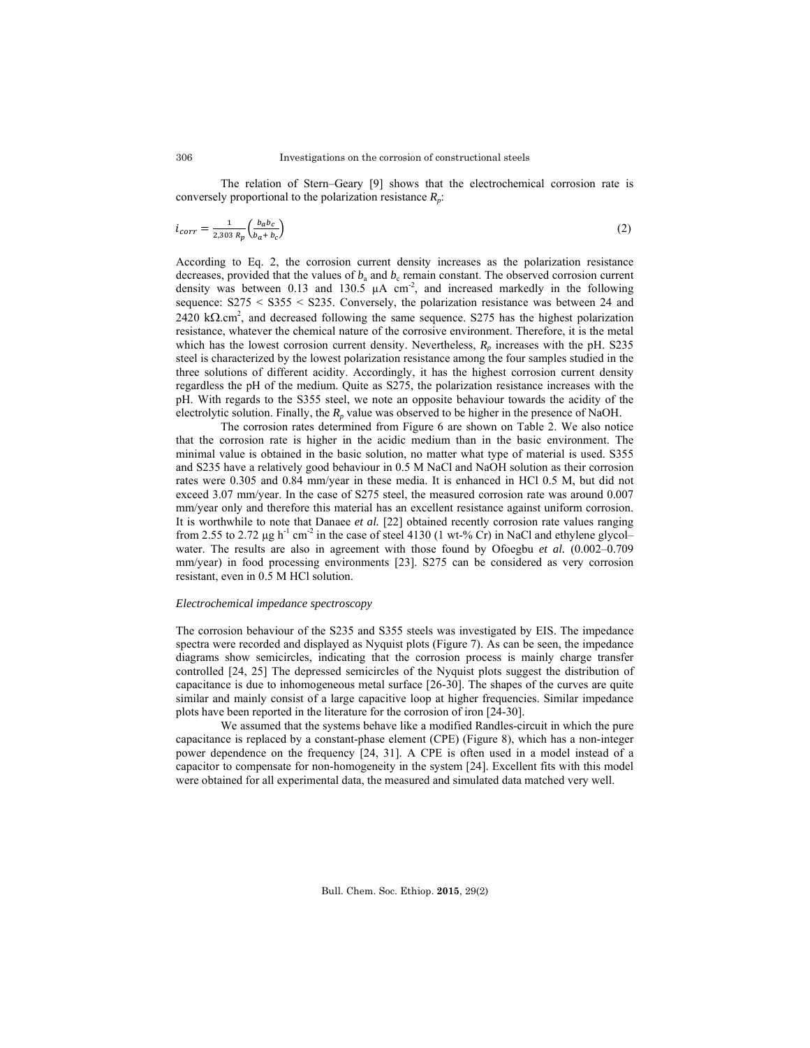The relation of Stern–Geary [9] shows that the electrochemical corrosion rate is conversely proportional to the polarization resistance $R_p$:

$$i_{corr} = \frac{1}{2{,}303\ R_p}\left(\frac{b_a b_c}{b_a + b_c}\right) \tag{2}$$

According to Eq. 2, the corrosion current density increases as the polarization resistance decreases, provided that the values of $b_a$ and $b_c$ remain constant. The observed corrosion current density was between 0.13 and 130.5 μA $cm^{-2}$, and increased markedly in the following sequence: S275 < S355 < S235. Conversely, the polarization resistance was between 24 and 2420 kΩ.$cm^2$, and decreased following the same sequence. S275 has the highest polarization resistance, whatever the chemical nature of the corrosive environment. Therefore, it is the metal which has the lowest corrosion current density. Nevertheless, $R_p$ increases with the pH. S235 steel is characterized by the lowest polarization resistance among the four samples studied in the three solutions of different acidity. Accordingly, it has the highest corrosion current density regardless the pH of the medium. Quite as S275, the polarization resistance increases with the pH. With regards to the S355 steel, we note an opposite behaviour towards the acidity of the electrolytic solution. Finally, the $R_p$ value was observed to be higher in the presence of NaOH.

The corrosion rates determined from Figure 6 are shown on Table 2. We also notice that the corrosion rate is higher in the acidic medium than in the basic environment. The minimal value is obtained in the basic solution, no matter what type of material is used. S355 and S235 have a relatively good behaviour in 0.5 M NaCl and NaOH solution as their corrosion rates were 0.305 and 0.84 mm/year in these media. It is enhanced in HCl 0.5 M, but did not exceed 3.07 mm/year. In the case of S275 steel, the measured corrosion rate was around 0.007 mm/year only and therefore this material has an excellent resistance against uniform corrosion. It is worthwhile to note that Danaee *et al.* [22] obtained recently corrosion rate values ranging from 2.55 to 2.72 μg $h^{-1}$ $cm^{-2}$ in the case of steel 4130 (1 wt-% Cr) in NaCl and ethylene glycol–water. The results are also in agreement with those found by Ofoegbu *et al.* (0.002–0.709 mm/year) in food processing environments [23]. S275 can be considered as very corrosion resistant, even in 0.5 M HCl solution.

### *Electrochemical impedance spectroscopy*

The corrosion behaviour of the S235 and S355 steels was investigated by EIS. The impedance spectra were recorded and displayed as Nyquist plots (Figure 7). As can be seen, the impedance diagrams show semicircles, indicating that the corrosion process is mainly charge transfer controlled [24, 25] The depressed semicircles of the Nyquist plots suggest the distribution of capacitance is due to inhomogeneous metal surface [26-30]. The shapes of the curves are quite similar and mainly consist of a large capacitive loop at higher frequencies. Similar impedance plots have been reported in the literature for the corrosion of iron [24-30].

We assumed that the systems behave like a modified Randles-circuit in which the pure capacitance is replaced by a constant-phase element (CPE) (Figure 8), which has a non-integer power dependence on the frequency [24, 31]. A CPE is often used in a model instead of a capacitor to compensate for non-homogeneity in the system [24]. Excellent fits with this model were obtained for all experimental data, the measured and simulated data matched very well.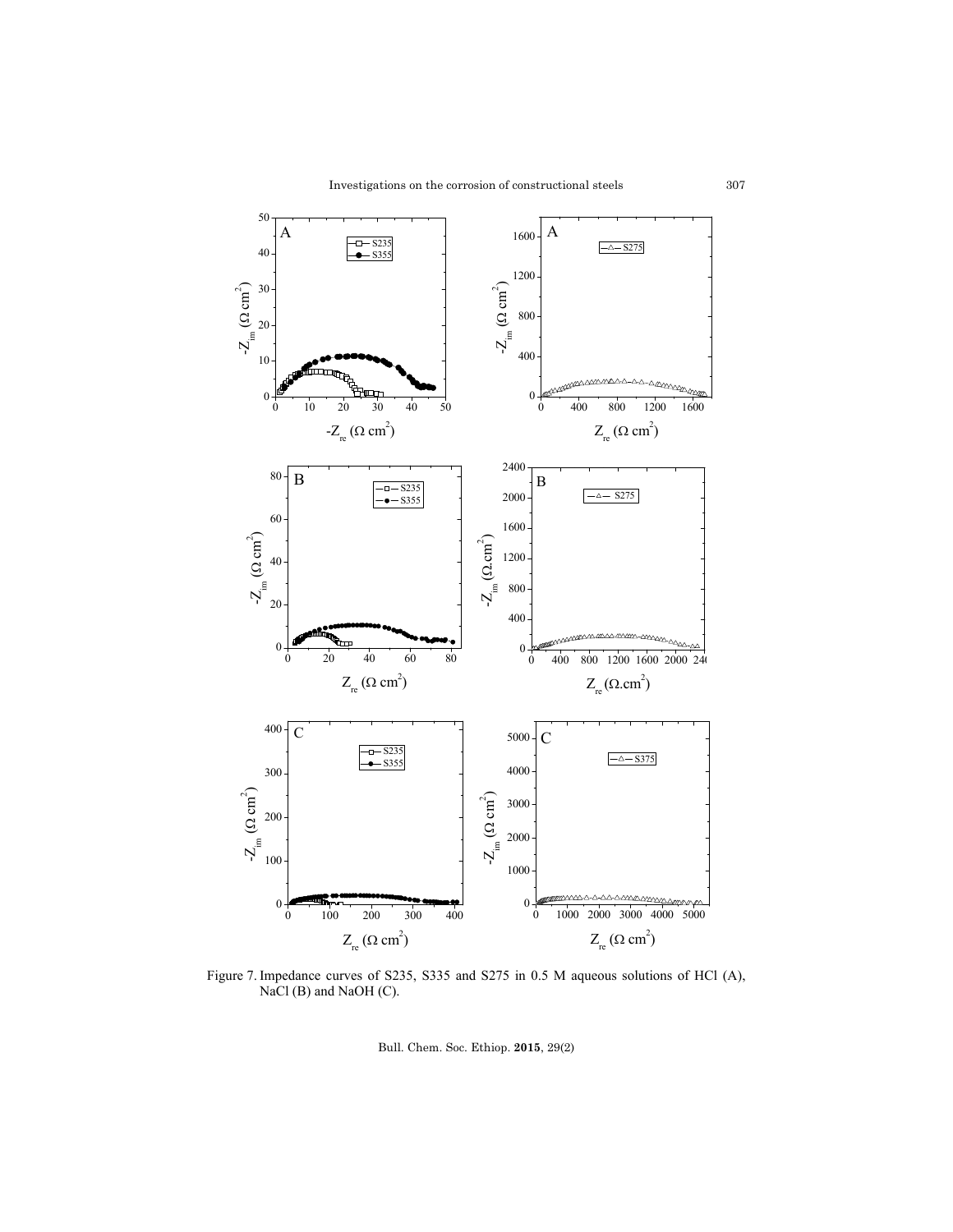Figure 7. Impedance curves of S235, S335 and S275 in 0.5 M aqueous solutions of HCl (A), NaCl (B) and NaOH (C).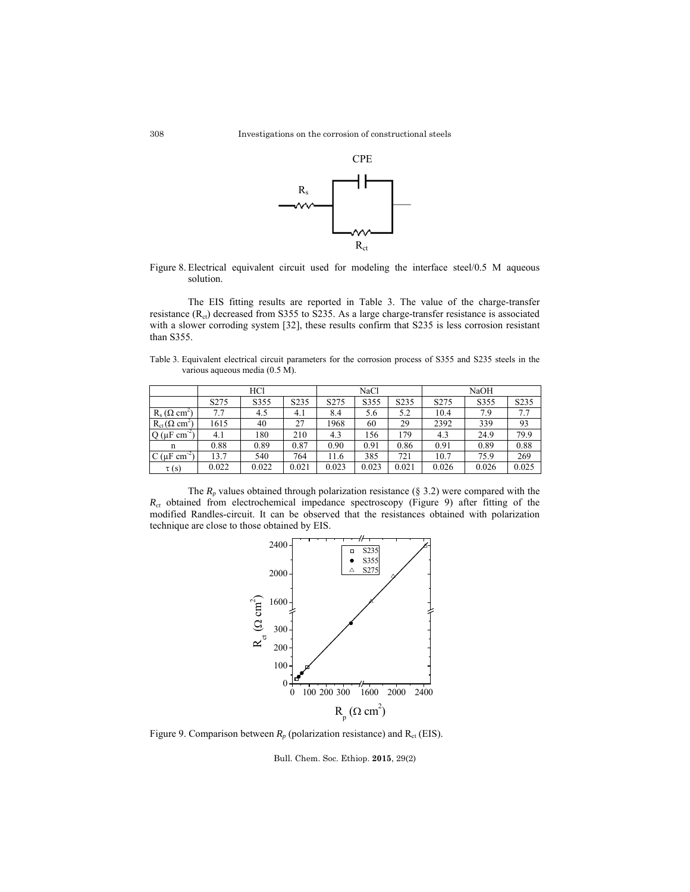Figure 8. Electrical equivalent circuit used for modeling the interface steel/0.5 M aqueous solution.

The EIS fitting results are reported in Table 3. The value of the charge-transfer resistance ($R_{ct}$) decreased from S355 to S235. As a large charge-transfer resistance is associated with a slower corroding system [32], these results confirm that S235 is less corrosion resistant than S355.

Table 3. Equivalent electrical circuit parameters for the corrosion process of S355 and S235 steels in the various aqueous media (0.5 M).

| | HCl | | | NaCl | | | NaOH | | |
|---|---|---|---|---|---|---|---|---|---|
| | S275 | S355 | S235 | S275 | S355 | S235 | S275 | S355 | S235 |
| $R_s$ ($\Omega$ cm$^2$) | 7.7 | 4.5 | 4.1 | 8.4 | 5.6 | 5.2 | 10.4 | 7.9 | 7.7 |
| $R_{ct}$ ($\Omega$ cm$^2$) | 1615 | 40 | 27 | 1968 | 60 | 29 | 2392 | 339 | 93 |
| Q ($\mu$F cm$^{-2}$) | 4.1 | 180 | 210 | 4.3 | 156 | 179 | 4.3 | 24.9 | 79.9 |
| n | 0.88 | 0.89 | 0.87 | 0.90 | 0.91 | 0.86 | 0.91 | 0.89 | 0.88 |
| C ($\mu$F cm$^{-2}$) | 13.7 | 540 | 764 | 11.6 | 385 | 721 | 10.7 | 75.9 | 269 |
| $\tau$ (s) | 0.022 | 0.022 | 0.021 | 0.023 | 0.023 | 0.021 | 0.026 | 0.026 | 0.025 |

The $R_p$ values obtained through polarization resistance (§ 3.2) were compared with the $R_{ct}$ obtained from electrochemical impedance spectroscopy (Figure 9) after fitting of the modified Randles-circuit. It can be observed that the resistances obtained with polarization technique are close to those obtained by EIS.

Figure 9. Comparison between $R_p$ (polarization resistance) and $R_{ct}$ (EIS).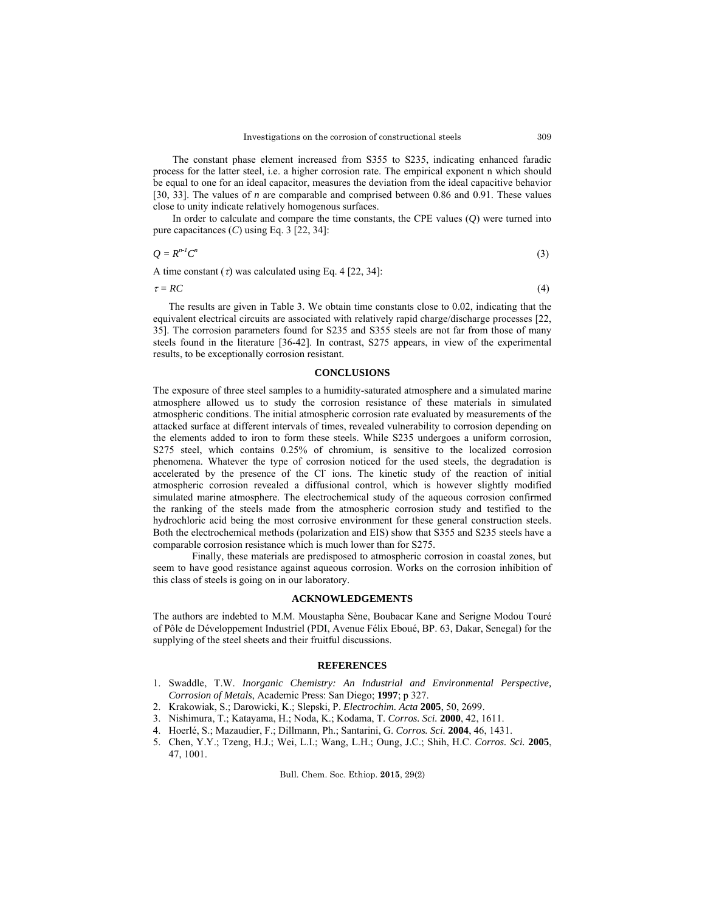The constant phase element increased from S355 to S235, indicating enhanced faradic process for the latter steel, i.e. a higher corrosion rate. The empirical exponent n which should be equal to one for an ideal capacitor, measures the deviation from the ideal capacitive behavior [30, 33]. The values of $n$ are comparable and comprised between 0.86 and 0.91. These values close to unity indicate relatively homogenous surfaces.

In order to calculate and compare the time constants, the CPE values ($Q$) were turned into pure capacitances ($C$) using Eq. 3 [22, 34]:

$$Q = R^{n-1}C^{n} \tag{3}$$

A time constant ($\tau$) was calculated using Eq. 4 [22, 34]:

$$\tau = RC \tag{4}$$

The results are given in Table 3. We obtain time constants close to 0.02, indicating that the equivalent electrical circuits are associated with relatively rapid charge/discharge processes [22, 35]. The corrosion parameters found for S235 and S355 steels are not far from those of many steels found in the literature [36-42]. In contrast, S275 appears, in view of the experimental results, to be exceptionally corrosion resistant.

## CONCLUSIONS

The exposure of three steel samples to a humidity-saturated atmosphere and a simulated marine atmosphere allowed us to study the corrosion resistance of these materials in simulated atmospheric conditions. The initial atmospheric corrosion rate evaluated by measurements of the attacked surface at different intervals of times, revealed vulnerability to corrosion depending on the elements added to iron to form these steels. While S235 undergoes a uniform corrosion, S275 steel, which contains 0.25% of chromium, is sensitive to the localized corrosion phenomena. Whatever the type of corrosion noticed for the used steels, the degradation is accelerated by the presence of the $Cl^{-}$ ions. The kinetic study of the reaction of initial atmospheric corrosion revealed a diffusional control, which is however slightly modified simulated marine atmosphere. The electrochemical study of the aqueous corrosion confirmed the ranking of the steels made from the atmospheric corrosion study and testified to the hydrochloric acid being the most corrosive environment for these general construction steels. Both the electrochemical methods (polarization and EIS) show that S355 and S235 steels have a comparable corrosion resistance which is much lower than for S275.

Finally, these materials are predisposed to atmospheric corrosion in coastal zones, but seem to have good resistance against aqueous corrosion. Works on the corrosion inhibition of this class of steels is going on in our laboratory.

## ACKNOWLEDGEMENTS

The authors are indebted to M.M. Moustapha Sène, Boubacar Kane and Serigne Modou Touré of Pôle de Développement Industriel (PDI, Avenue Félix Eboué, BP. 63, Dakar, Senegal) for the supplying of the steel sheets and their fruitful discussions.

## REFERENCES

1. Swaddle, T.W. *Inorganic Chemistry: An Industrial and Environmental Perspective, Corrosion of Metals*, Academic Press: San Diego; **1997**; p 327.
2. Krakowiak, S.; Darowicki, K.; Slepski, P. *Electrochim. Acta* **2005**, 50, 2699.
3. Nishimura, T.; Katayama, H.; Noda, K.; Kodama, T. *Corros. Sci.* **2000**, 42, 1611.
4. Hoerlé, S.; Mazaudier, F.; Dillmann, Ph.; Santarini, G. *Corros. Sci.* **2004**, 46, 1431.
5. Chen, Y.Y.; Tzeng, H.J.; Wei, L.I.; Wang, L.H.; Oung, J.C.; Shih, H.C. *Corros. Sci.* **2005**, 47, 1001.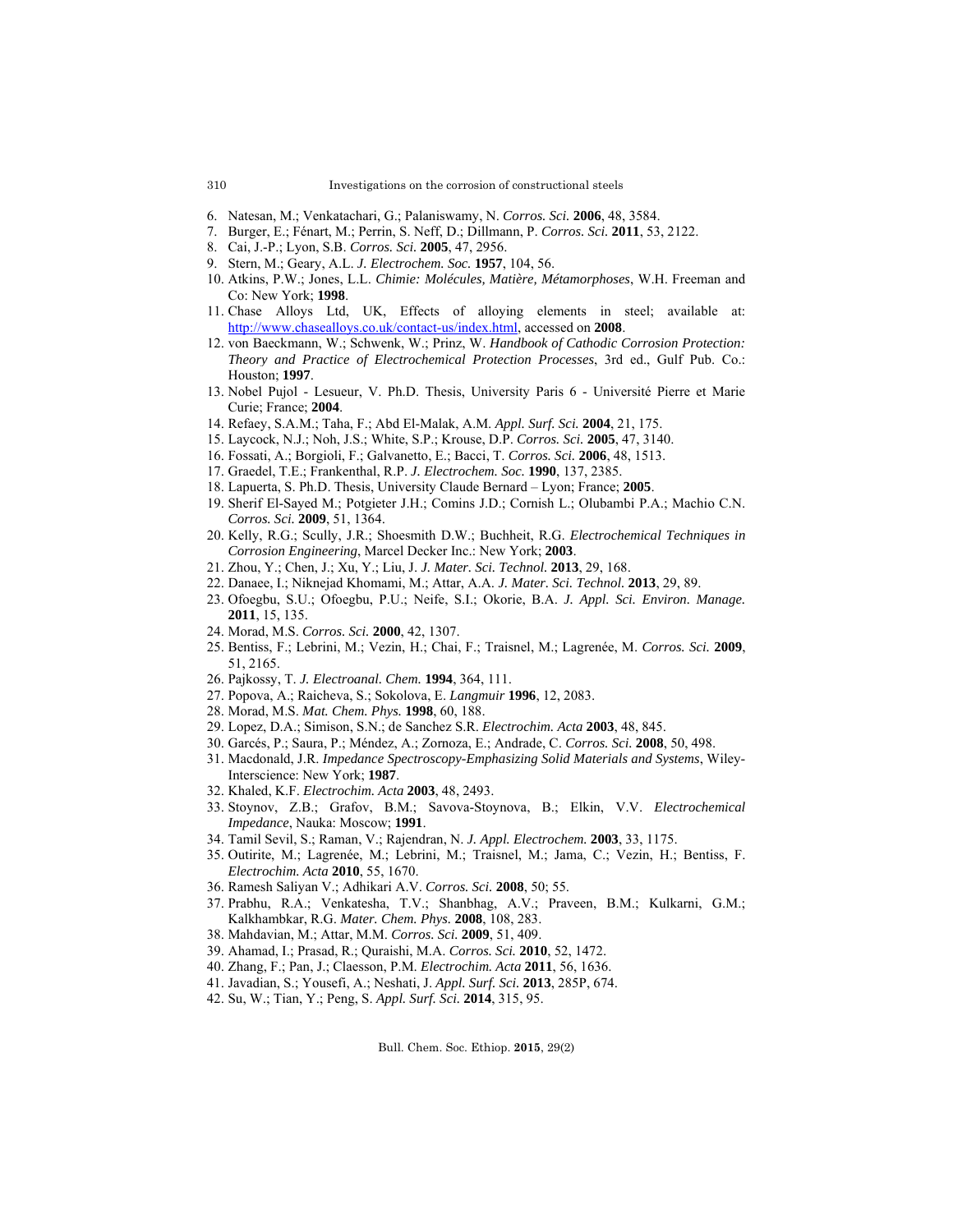6. Natesan, M.; Venkatachari, G.; Palaniswamy, N. *Corros. Sci.* **2006**, 48, 3584.
7. Burger, E.; Fénart, M.; Perrin, S. Neff, D.; Dillmann, P. *Corros. Sci.* **2011**, 53, 2122.
8. Cai, J.-P.; Lyon, S.B. *Corros. Sci.* **2005**, 47, 2956.
9. Stern, M.; Geary, A.L. *J. Electrochem. Soc.* **1957**, 104, 56.
10. Atkins, P.W.; Jones, L.L. *Chimie: Molécules, Matière, Métamorphoses*, W.H. Freeman and Co: New York; **1998**.
11. Chase Alloys Ltd, UK, Effects of alloying elements in steel; available at: http://www.chasealloys.co.uk/contact-us/index.html, accessed on **2008**.
12. von Baeckmann, W.; Schwenk, W.; Prinz, W. *Handbook of Cathodic Corrosion Protection: Theory and Practice of Electrochemical Protection Processes*, 3rd ed., Gulf Pub. Co.: Houston; **1997**.
13. Nobel Pujol - Lesueur, V. Ph.D. Thesis, University Paris 6 - Université Pierre et Marie Curie; France; **2004**.
14. Refaey, S.A.M.; Taha, F.; Abd El-Malak, A.M. *Appl. Surf. Sci.* **2004**, 21, 175.
15. Laycock, N.J.; Noh, J.S.; White, S.P.; Krouse, D.P. *Corros. Sci.* **2005**, 47, 3140.
16. Fossati, A.; Borgioli, F.; Galvanetto, E.; Bacci, T. *Corros. Sci.* **2006**, 48, 1513.
17. Graedel, T.E.; Frankenthal, R.P. *J. Electrochem. Soc.* **1990**, 137, 2385.
18. Lapuerta, S. Ph.D. Thesis, University Claude Bernard – Lyon; France; **2005**.
19. Sherif El-Sayed M.; Potgieter J.H.; Comins J.D.; Cornish L.; Olubambi P.A.; Machio C.N. *Corros. Sci.* **2009**, 51, 1364.
20. Kelly, R.G.; Scully, J.R.; Shoesmith D.W.; Buchheit, R.G. *Electrochemical Techniques in Corrosion Engineering*, Marcel Decker Inc.: New York; **2003**.
21. Zhou, Y.; Chen, J.; Xu, Y.; Liu, J. *J. Mater. Sci. Technol.* **2013**, 29, 168.
22. Danaee, I.; Niknejad Khomami, M.; Attar, A.A. *J. Mater. Sci. Technol.* **2013**, 29, 89.
23. Ofoegbu, S.U.; Ofoegbu, P.U.; Neife, S.I.; Okorie, B.A. *J. Appl. Sci. Environ. Manage.* **2011**, 15, 135.
24. Morad, M.S. *Corros. Sci.* **2000**, 42, 1307.
25. Bentiss, F.; Lebrini, M.; Vezin, H.; Chai, F.; Traisnel, M.; Lagrenée, M. *Corros. Sci.* **2009**, 51, 2165.
26. Pajkossy, T. *J. Electroanal. Chem.* **1994**, 364, 111.
27. Popova, A.; Raicheva, S.; Sokolova, E. *Langmuir* **1996**, 12, 2083.
28. Morad, M.S. *Mat. Chem. Phys.* **1998**, 60, 188.
29. Lopez, D.A.; Simison, S.N.; de Sanchez S.R. *Electrochim. Acta* **2003**, 48, 845.
30. Garcés, P.; Saura, P.; Méndez, A.; Zornoza, E.; Andrade, C. *Corros. Sci.* **2008**, 50, 498.
31. Macdonald, J.R. *Impedance Spectroscopy-Emphasizing Solid Materials and Systems*, Wiley-Interscience: New York; **1987**.
32. Khaled, K.F. *Electrochim. Acta* **2003**, 48, 2493.
33. Stoynov, Z.B.; Grafov, B.M.; Savova-Stoynova, B.; Elkin, V.V. *Electrochemical Impedance*, Nauka: Moscow; **1991**.
34. Tamil Sevil, S.; Raman, V.; Rajendran, N. *J. Appl. Electrochem.* **2003**, 33, 1175.
35. Outirite, M.; Lagrenée, M.; Lebrini, M.; Traisnel, M.; Jama, C.; Vezin, H.; Bentiss, F. *Electrochim. Acta* **2010**, 55, 1670.
36. Ramesh Saliyan V.; Adhikari A.V. *Corros. Sci.* **2008**, 50; 55.
37. Prabhu, R.A.; Venkatesha, T.V.; Shanbhag, A.V.; Praveen, B.M.; Kulkarni, G.M.; Kalkhambkar, R.G. *Mater. Chem. Phys.* **2008**, 108, 283.
38. Mahdavian, M.; Attar, M.M. *Corros. Sci.* **2009**, 51, 409.
39. Ahamad, I.; Prasad, R.; Quraishi, M.A. *Corros. Sci.* **2010**, 52, 1472.
40. Zhang, F.; Pan, J.; Claesson, P.M. *Electrochim. Acta* **2011**, 56, 1636.
41. Javadian, S.; Yousefi, A.; Neshati, J. *Appl. Surf. Sci.* **2013**, 285P, 674.
42. Su, W.; Tian, Y.; Peng, S. *Appl. Surf. Sci.* **2014**, 315, 95.